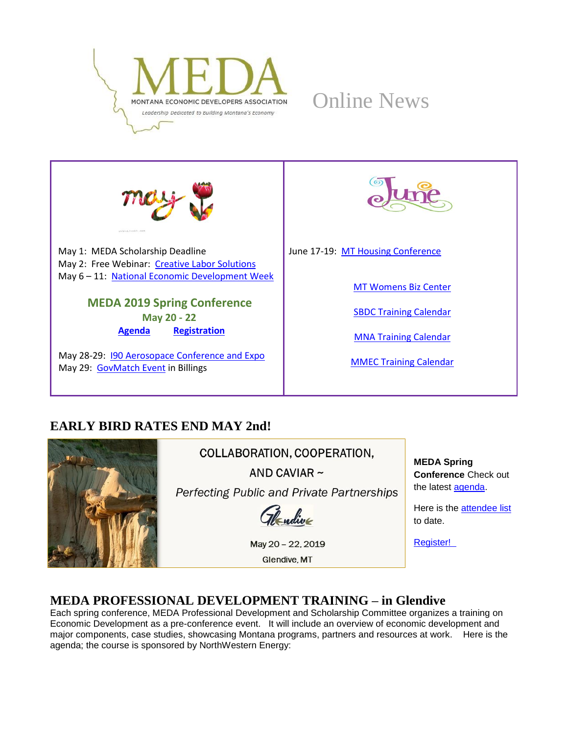MEDA

MONTANA ECONOMIC DEVELOPERS ASSOCIATION

*Leadership Dedicated to Building Montana's Economy*

Online News

| May | June |
| --- | --- |
| May 1: MEDA Scholarship Deadline<br>May 2: Free Webinar: Creative Labor Solutions<br>May 6 – 11: National Economic Development Week<br><br>**MEDA 2019 Spring Conference**<br>**May 20 - 22**<br>**Agenda** **Registration**<br><br>May 28-29: I90 Aerosopace Conference and Expo<br>May 29: GovMatch Event in Billings | June 17-19: MT Housing Conference<br><br>MT Womens Biz Center<br><br>SBDC Training Calendar<br><br>MNA Training Calendar<br><br>MMEC Training Calendar |

## EARLY BIRD RATES END MAY 2nd!

COLLABORATION, COOPERATION, AND CAVIAR ~

*Perfecting Public and Private Partnerships*

Glendive

May 20 – 22, 2019

Glendive, MT

**MEDA Spring Conference** Check out the latest agenda.

Here is the attendee list to date.

Register!

## MEDA PROFESSIONAL DEVELOPMENT TRAINING – in Glendive

Each spring conference, MEDA Professional Development and Scholarship Committee organizes a training on Economic Development as a pre-conference event. It will include an overview of economic development and major components, case studies, showcasing Montana programs, partners and resources at work. Here is the agenda; the course is sponsored by NorthWestern Energy: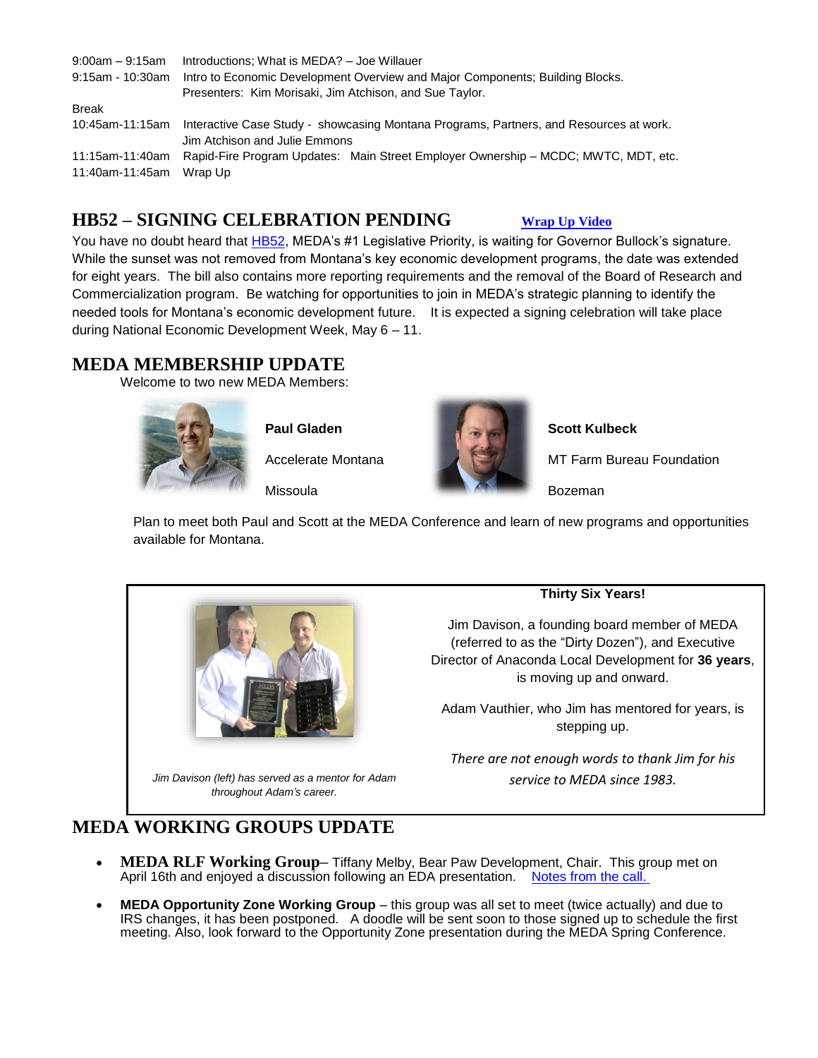| | |
|---|---|
| 9:00am – 9:15am | Introductions; What is MEDA? – Joe Willauer |
| 9:15am - 10:30am | Intro to Economic Development Overview and Major Components; Building Blocks. Presenters: Kim Morisaki, Jim Atchison, and Sue Taylor. |
| Break | |
| 10:45am-11:15am | Interactive Case Study - showcasing Montana Programs, Partners, and Resources at work. Jim Atchison and Julie Emmons |
| 11:15am-11:40am | Rapid-Fire Program Updates: Main Street Employer Ownership – MCDC; MWTC, MDT, etc. |
| 11:40am-11:45am | Wrap Up |

## HB52 – SIGNING CELEBRATION PENDING

[Wrap Up Video]

You have no doubt heard that HB52, MEDA's #1 Legislative Priority, is waiting for Governor Bullock's signature. While the sunset was not removed from Montana's key economic development programs, the date was extended for eight years. The bill also contains more reporting requirements and the removal of the Board of Research and Commercialization program. Be watching for opportunities to join in MEDA's strategic planning to identify the needed tools for Montana's economic development future. It is expected a signing celebration will take place during National Economic Development Week, May 6 – 11.

## MEDA MEMBERSHIP UPDATE

Welcome to two new MEDA Members:

**Paul Gladen**

Accelerate Montana

Missoula

**Scott Kulbeck**

MT Farm Bureau Foundation

Bozeman

Plan to meet both Paul and Scott at the MEDA Conference and learn of new programs and opportunities available for Montana.

*Jim Davison (left) has served as a mentor for Adam throughout Adam's career.*

**Thirty Six Years!**

Jim Davison, a founding board member of MEDA (referred to as the "Dirty Dozen"), and Executive Director of Anaconda Local Development for **36 years**, is moving up and onward.

Adam Vauthier, who Jim has mentored for years, is stepping up.

*There are not enough words to thank Jim for his service to MEDA since 1983.*

## MEDA WORKING GROUPS UPDATE

- **MEDA RLF Working Group**– Tiffany Melby, Bear Paw Development, Chair. This group met on April 16th and enjoyed a discussion following an EDA presentation. Notes from the call.
- **MEDA Opportunity Zone Working Group** – this group was all set to meet (twice actually) and due to IRS changes, it has been postponed. A doodle will be sent soon to those signed up to schedule the first meeting. Also, look forward to the Opportunity Zone presentation during the MEDA Spring Conference.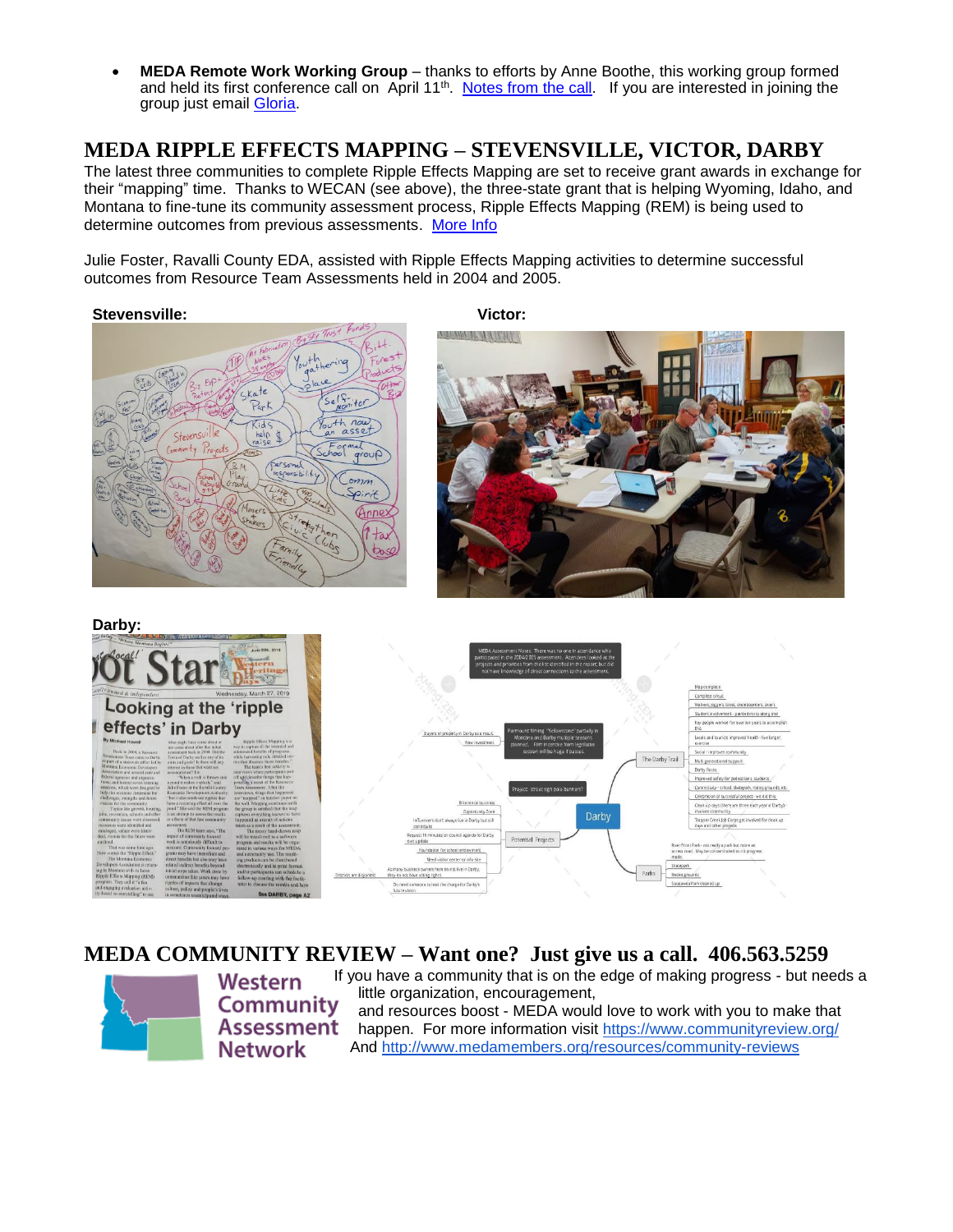- **MEDA Remote Work Working Group** – thanks to efforts by Anne Boothe, this working group formed and held its first conference call on April 11th. Notes from the call. If you are interested in joining the group just email Gloria.

## MEDA RIPPLE EFFECTS MAPPING – STEVENSVILLE, VICTOR, DARBY

The latest three communities to complete Ripple Effects Mapping are set to receive grant awards in exchange for their "mapping" time. Thanks to WECAN (see above), the three-state grant that is helping Wyoming, Idaho, and Montana to fine-tune its community assessment process, Ripple Effects Mapping (REM) is being used to determine outcomes from previous assessments. More Info

Julie Foster, Ravalli County EDA, assisted with Ripple Effects Mapping activities to determine successful outcomes from Resource Team Assessments held in 2004 and 2005.

**Stevensville:**

**Victor:**

**Darby:**

## MEDA COMMUNITY REVIEW – Want one? Just give us a call. 406.563.5259

Western Community Assessment Network

If you have a community that is on the edge of making progress - but needs a little organization, encouragement, and resources boost - MEDA would love to work with you to make that happen. For more information visit https://www.communityreview.org/ And http://www.medamembers.org/resources/community-reviews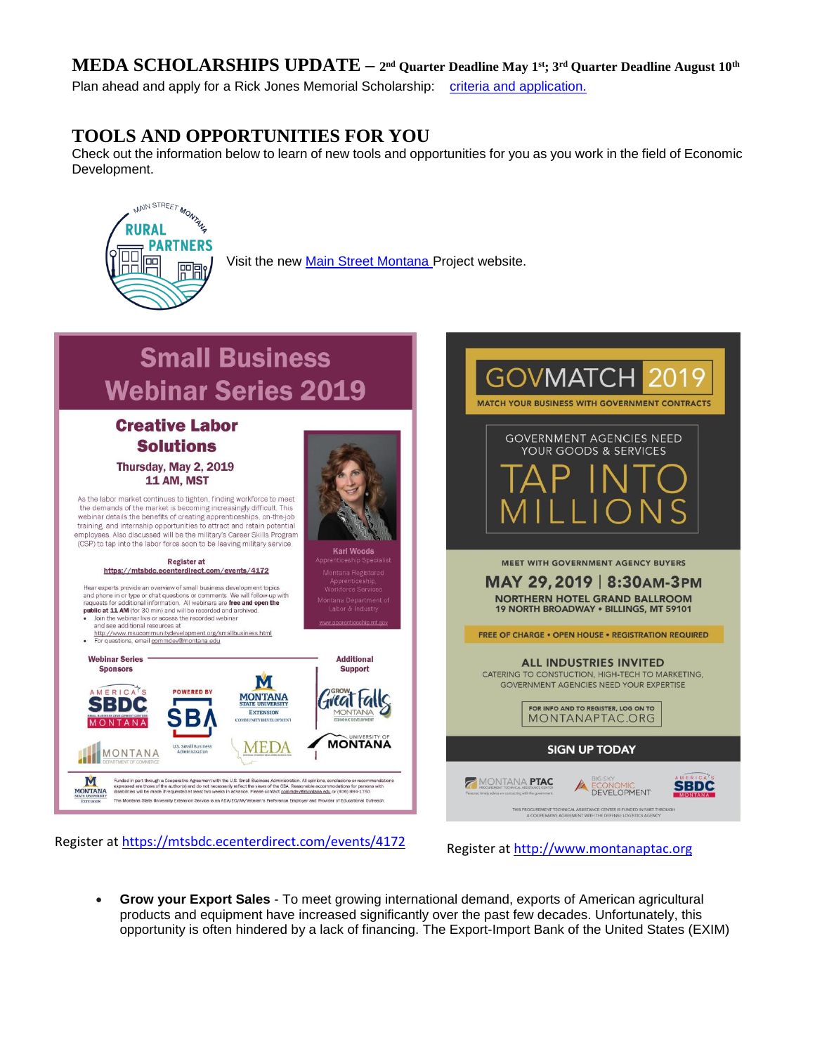## MEDA SCHOLARSHIPS UPDATE – 2nd Quarter Deadline May 1st; 3rd Quarter Deadline August 10th

Plan ahead and apply for a Rick Jones Memorial Scholarship: criteria and application.

## TOOLS AND OPPORTUNITIES FOR YOU

Check out the information below to learn of new tools and opportunities for you as you work in the field of Economic Development.

MAIN STREET MONTANA RURAL PARTNERS

Visit the new Main Street Montana Project website.

# Small Business Webinar Series 2019

### Creative Labor Solutions

**Thursday, May 2, 2019**
**11 AM, MST**

As the labor market continues to tighten, finding workforce to meet the demands of the market is becoming increasingly difficult. This webinar details the benefits of creating apprenticeships, on-the-job training, and internship opportunities to attract and retain potential employees. Also discussed will be the military's Career Skills Program (CSP) to tap into the labor force soon to be leaving military service.

**Kari Woods**
Apprenticeship Specialist
Montana Registered Apprenticeship, Workforce Services
Montana Department of Labor & Industry
www.apprenticeship.mt.gov

**Register at**
**https://mtsbdc.ecenterdirect.com/events/4172**

Hear experts provide an overview of small business development topics and phone in or type or chat questions or comments. We will follow-up with requests for additional information. All webinars are **free and open the public at 11 AM** (for 30 min) and will be recorded and archived.

- Join the webinar live or access the recorded webinar and see additional resources at http://www.msucommunitydevelopment.org/smallbusiness.html
- For questions, email commdev@montana.edu

**Webinar Series Sponsors:** America's SBDC Montana; Powered by SBA U.S. Small Business Administration; Montana State University Extension Community Development; Montana Department of Commerce; MEDA

**Additional Support:** Grow Great Falls Montana Economic Development; University of Montana

Funded in part through a Cooperative Agreement with the U.S. Small Business Administration. All opinions, conclusions or recommendations expressed are those of the author(s) and do not necessarily reflect the views of the SBA. Reasonable accommodations for persons with disabilities will be made if requested at least two weeks in advance. Please contact commdev@montana.edu or (406) 994-1750.

The Montana State University Extension Service is an ADA/EO/AA/Veteran's Preference Employer and Provider of Educational Outreach.

Register at https://mtsbdc.ecenterdirect.com/events/4172

# GOVMATCH 2019

MATCH YOUR BUSINESS WITH GOVERNMENT CONTRACTS

GOVERNMENT AGENCIES NEED YOUR GOODS & SERVICES

**TAP INTO MILLIONS**

MEET WITH GOVERNMENT AGENCY BUYERS

**MAY 29, 2019 | 8:30AM-3PM**
**NORTHERN HOTEL GRAND BALLROOM**
**19 NORTH BROADWAY • BILLINGS, MT 59101**

FREE OF CHARGE • OPEN HOUSE • REGISTRATION REQUIRED

**ALL INDUSTRIES INVITED**
CATERING TO CONSTUCTION, HIGH-TECH TO MARKETING, GOVERNMENT AGENCIES NEED YOUR EXPERTISE

FOR INFO AND TO REGISTER, LOG ON TO MONTANAPTAC.ORG

**SIGN UP TODAY**

MONTANA PTAC · BIG SKY ECONOMIC DEVELOPMENT · AMERICA'S SBDC MONTANA

THIS PROCUREMENT TECHNICAL ASSISTANCE CENTER IS FUNDED IN PART THROUGH A COOPERATIVE AGREEMENT WITH THE DEFENSE LOGISTICS AGENCY

Register at http://www.montanaptac.org

- **Grow your Export Sales** - To meet growing international demand, exports of American agricultural products and equipment have increased significantly over the past few decades. Unfortunately, this opportunity is often hindered by a lack of financing. The Export-Import Bank of the United States (EXIM)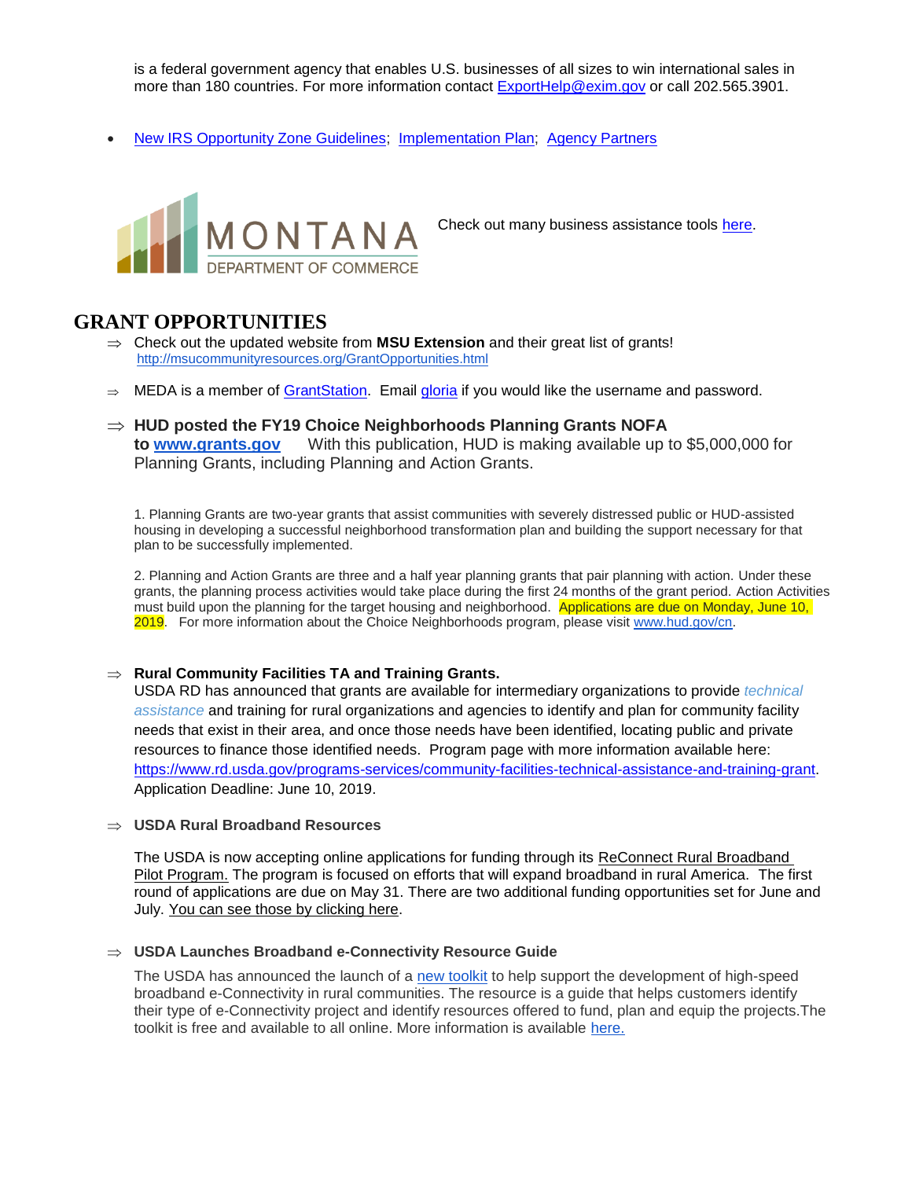is a federal government agency that enables U.S. businesses of all sizes to win international sales in more than 180 countries. For more information contact ExportHelp@exim.gov or call 202.565.3901.

- New IRS Opportunity Zone Guidelines; Implementation Plan; Agency Partners

MONTANA DEPARTMENT OF COMMERCE

Check out many business assistance tools here.

# GRANT OPPORTUNITIES

⇒ Check out the updated website from **MSU Extension** and their great list of grants! http://msucommunityresources.org/GrantOpportunities.html

⇒ MEDA is a member of GrantStation. Email gloria if you would like the username and password.

⇒ **HUD posted the FY19 Choice Neighborhoods Planning Grants NOFA to www.grants.gov** With this publication, HUD is making available up to $5,000,000 for Planning Grants, including Planning and Action Grants.

1. Planning Grants are two-year grants that assist communities with severely distressed public or HUD-assisted housing in developing a successful neighborhood transformation plan and building the support necessary for that plan to be successfully implemented.

2. Planning and Action Grants are three and a half year planning grants that pair planning with action. Under these grants, the planning process activities would take place during the first 24 months of the grant period. Action Activities must build upon the planning for the target housing and neighborhood. Applications are due on Monday, June 10, 2019. For more information about the Choice Neighborhoods program, please visit www.hud.gov/cn.

⇒ **Rural Community Facilities TA and Training Grants.**
USDA RD has announced that grants are available for intermediary organizations to provide *technical assistance* and training for rural organizations and agencies to identify and plan for community facility needs that exist in their area, and once those needs have been identified, locating public and private resources to finance those identified needs. Program page with more information available here: https://www.rd.usda.gov/programs-services/community-facilities-technical-assistance-and-training-grant. Application Deadline: June 10, 2019.

⇒ **USDA Rural Broadband Resources**

The USDA is now accepting online applications for funding through its ReConnect Rural Broadband Pilot Program. The program is focused on efforts that will expand broadband in rural America. The first round of applications are due on May 31. There are two additional funding opportunities set for June and July. You can see those by clicking here.

⇒ **USDA Launches Broadband e-Connectivity Resource Guide**

The USDA has announced the launch of a new toolkit to help support the development of high-speed broadband e-Connectivity in rural communities. The resource is a guide that helps customers identify their type of e-Connectivity project and identify resources offered to fund, plan and equip the projects.The toolkit is free and available to all online. More information is available here.